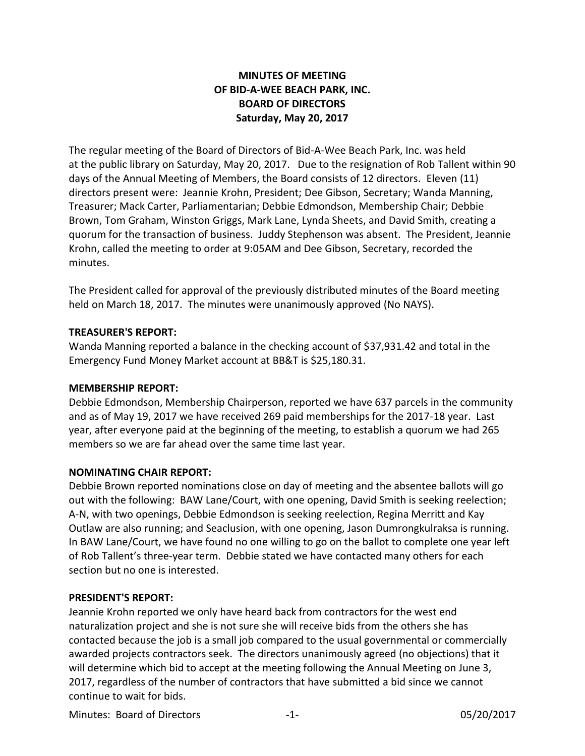# MINUTES OF MEETING
# OF BID-A-WEE BEACH PARK, INC.
# BOARD OF DIRECTORS
# Saturday, May 20, 2017

The regular meeting of the Board of Directors of Bid-A-Wee Beach Park, Inc. was held at the public library on Saturday, May 20, 2017. Due to the resignation of Rob Tallent within 90 days of the Annual Meeting of Members, the Board consists of 12 directors. Eleven (11) directors present were: Jeannie Krohn, President; Dee Gibson, Secretary; Wanda Manning, Treasurer; Mack Carter, Parliamentarian; Debbie Edmondson, Membership Chair; Debbie Brown, Tom Graham, Winston Griggs, Mark Lane, Lynda Sheets, and David Smith, creating a quorum for the transaction of business. Juddy Stephenson was absent. The President, Jeannie Krohn, called the meeting to order at 9:05AM and Dee Gibson, Secretary, recorded the minutes.

The President called for approval of the previously distributed minutes of the Board meeting held on March 18, 2017. The minutes were unanimously approved (No NAYS).

**TREASURER'S REPORT:**
Wanda Manning reported a balance in the checking account of $37,931.42 and total in the Emergency Fund Money Market account at BB&T is $25,180.31.

**MEMBERSHIP REPORT:**
Debbie Edmondson, Membership Chairperson, reported we have 637 parcels in the community and as of May 19, 2017 we have received 269 paid memberships for the 2017-18 year. Last year, after everyone paid at the beginning of the meeting, to establish a quorum we had 265 members so we are far ahead over the same time last year.

**NOMINATING CHAIR REPORT:**
Debbie Brown reported nominations close on day of meeting and the absentee ballots will go out with the following: BAW Lane/Court, with one opening, David Smith is seeking reelection; A-N, with two openings, Debbie Edmondson is seeking reelection, Regina Merritt and Kay Outlaw are also running; and Seaclusion, with one opening, Jason Dumrongkulraksa is running. In BAW Lane/Court, we have found no one willing to go on the ballot to complete one year left of Rob Tallent's three-year term. Debbie stated we have contacted many others for each section but no one is interested.

**PRESIDENT'S REPORT:**
Jeannie Krohn reported we only have heard back from contractors for the west end naturalization project and she is not sure she will receive bids from the others she has contacted because the job is a small job compared to the usual governmental or commercially awarded projects contractors seek. The directors unanimously agreed (no objections) that it will determine which bid to accept at the meeting following the Annual Meeting on June 3, 2017, regardless of the number of contractors that have submitted a bid since we cannot continue to wait for bids.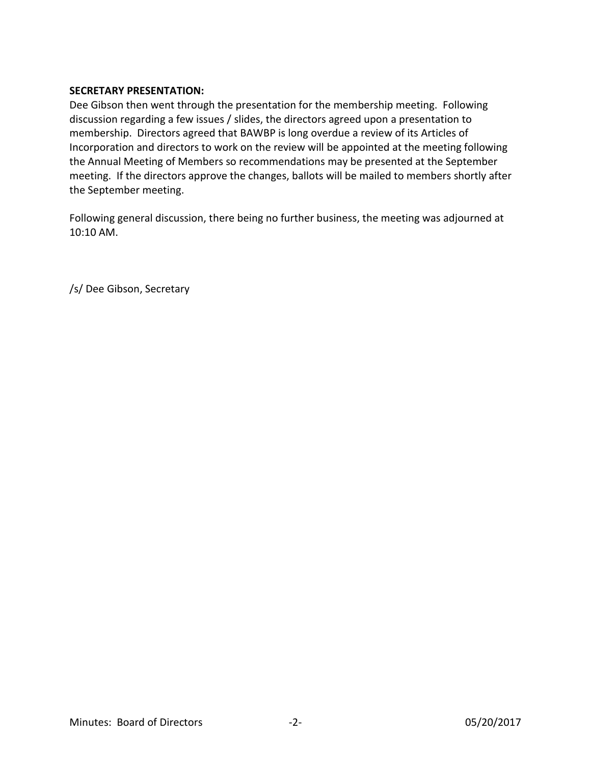**SECRETARY PRESENTATION:**
Dee Gibson then went through the presentation for the membership meeting. Following discussion regarding a few issues / slides, the directors agreed upon a presentation to membership. Directors agreed that BAWBP is long overdue a review of its Articles of Incorporation and directors to work on the review will be appointed at the meeting following the Annual Meeting of Members so recommendations may be presented at the September meeting. If the directors approve the changes, ballots will be mailed to members shortly after the September meeting.

Following general discussion, there being no further business, the meeting was adjourned at 10:10 AM.

/s/ Dee Gibson, Secretary